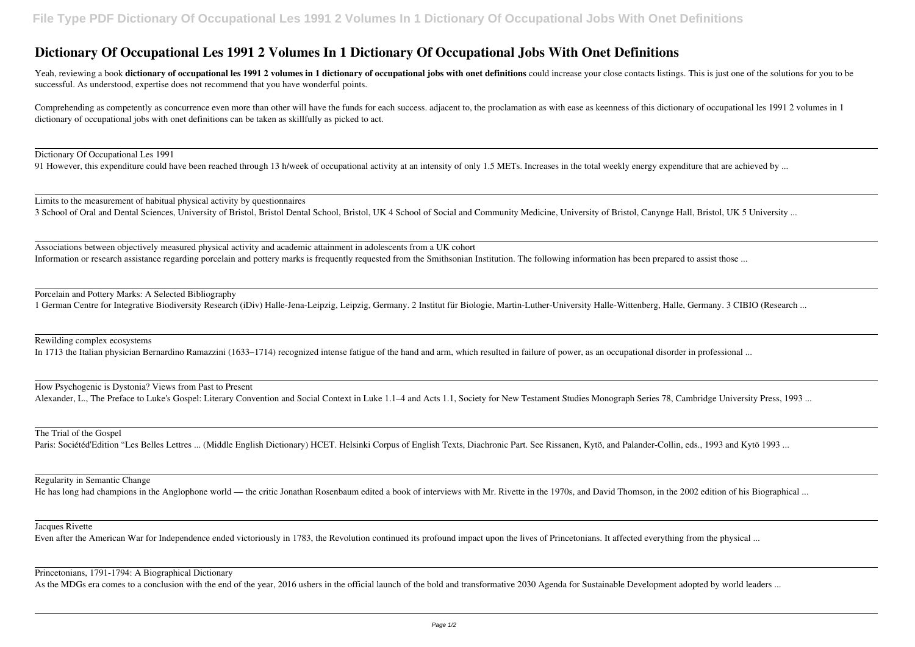# Dictionary Of Occupational Les 1991 2 Volumes In 1 Dictionary Of Occupational Jobs With Onet Definitions

Yeah, reviewing a book **dictionary of occupational les 1991 2 volumes in 1 dictionary of occupational jobs with onet definitions** could increase your close contacts listings. This is just one of the solutions for you to be successful. As understood, expertise does not recommend that you have wonderful points.

Comprehending as competently as concurrence even more than other will have the funds for each success. adjacent to, the proclamation as with ease as keenness of this dictionary of occupational les 1991 2 volumes in 1 dictionary of occupational jobs with onet definitions can be taken as skillfully as picked to act.

---

Dictionary Of Occupational Les 1991

91 However, this expenditure could have been reached through 13 h/week of occupational activity at an intensity of only 1.5 METs. Increases in the total weekly energy expenditure that are achieved by ...

---

Limits to the measurement of habitual physical activity by questionnaires

3 School of Oral and Dental Sciences, University of Bristol, Bristol Dental School, Bristol, UK 4 School of Social and Community Medicine, University of Bristol, Canynge Hall, Bristol, UK 5 University ...

---

Associations between objectively measured physical activity and academic attainment in adolescents from a UK cohort

Information or research assistance regarding porcelain and pottery marks is frequently requested from the Smithsonian Institution. The following information has been prepared to assist those ...

---

Porcelain and Pottery Marks: A Selected Bibliography

1 German Centre for Integrative Biodiversity Research (iDiv) Halle-Jena-Leipzig, Leipzig, Germany. 2 Institut für Biologie, Martin-Luther-University Halle-Wittenberg, Halle, Germany. 3 CIBIO (Research ...

---

Rewilding complex ecosystems

In 1713 the Italian physician Bernardino Ramazzini (1633–1714) recognized intense fatigue of the hand and arm, which resulted in failure of power, as an occupational disorder in professional ...

---

How Psychogenic is Dystonia? Views from Past to Present

Alexander, L., The Preface to Luke's Gospel: Literary Convention and Social Context in Luke 1.1–4 and Acts 1.1, Society for New Testament Studies Monograph Series 78, Cambridge University Press, 1993 ...

---

The Trial of the Gospel

Paris: Sociétéd'Edition "Les Belles Lettres ... (Middle English Dictionary) HCET. Helsinki Corpus of English Texts, Diachronic Part. See Rissanen, Kytö, and Palander-Collin, eds., 1993 and Kytö 1993 ...

---

Regularity in Semantic Change

He has long had champions in the Anglophone world — the critic Jonathan Rosenbaum edited a book of interviews with Mr. Rivette in the 1970s, and David Thomson, in the 2002 edition of his Biographical ...

---

Jacques Rivette

Even after the American War for Independence ended victoriously in 1783, the Revolution continued its profound impact upon the lives of Princetonians. It affected everything from the physical ...

---

Princetonians, 1791-1794: A Biographical Dictionary

As the MDGs era comes to a conclusion with the end of the year, 2016 ushers in the official launch of the bold and transformative 2030 Agenda for Sustainable Development adopted by world leaders ...

---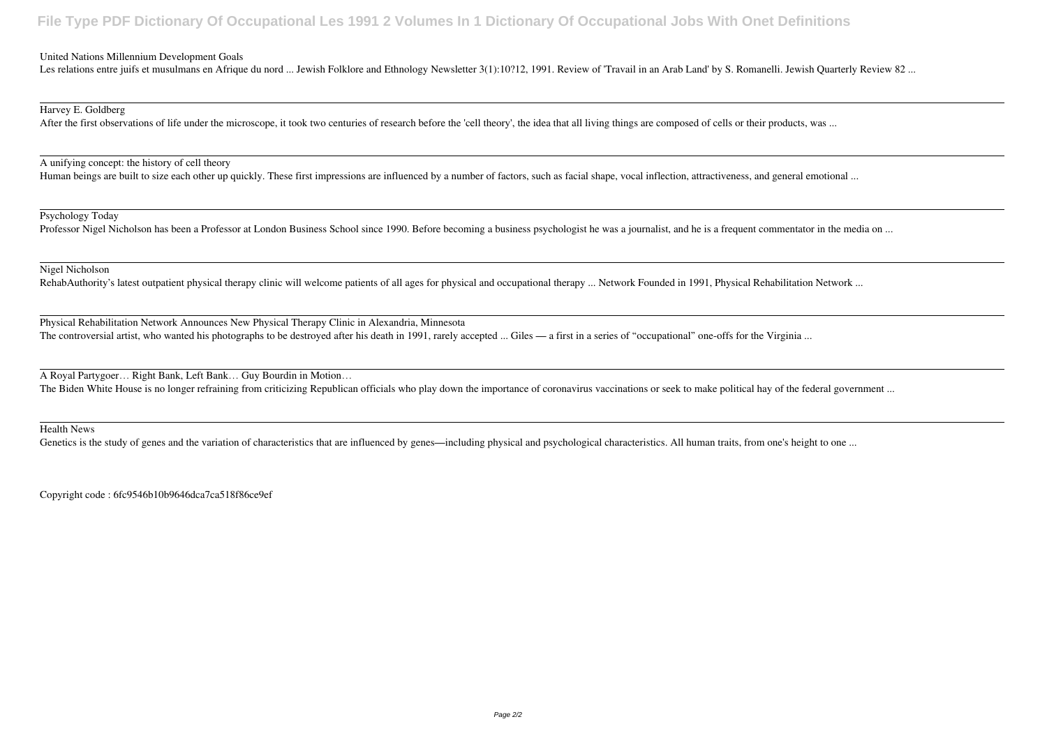United Nations Millennium Development Goals

Les relations entre juifs et musulmans en Afrique du nord ... Jewish Folklore and Ethnology Newsletter 3(1):10?12, 1991. Review of 'Travail in an Arab Land' by S. Romanelli. Jewish Quarterly Review 82 ...

---

Harvey E. Goldberg

After the first observations of life under the microscope, it took two centuries of research before the 'cell theory', the idea that all living things are composed of cells or their products, was ...

---

A unifying concept: the history of cell theory

Human beings are built to size each other up quickly. These first impressions are influenced by a number of factors, such as facial shape, vocal inflection, attractiveness, and general emotional ...

---

Psychology Today

Professor Nigel Nicholson has been a Professor at London Business School since 1990. Before becoming a business psychologist he was a journalist, and he is a frequent commentator in the media on ...

---

Nigel Nicholson

RehabAuthority's latest outpatient physical therapy clinic will welcome patients of all ages for physical and occupational therapy ... Network Founded in 1991, Physical Rehabilitation Network ...

---

Physical Rehabilitation Network Announces New Physical Therapy Clinic in Alexandria, Minnesota

The controversial artist, who wanted his photographs to be destroyed after his death in 1991, rarely accepted ... Giles — a first in a series of "occupational" one-offs for the Virginia ...

---

A Royal Partygoer… Right Bank, Left Bank… Guy Bourdin in Motion…

The Biden White House is no longer refraining from criticizing Republican officials who play down the importance of coronavirus vaccinations or seek to make political hay of the federal government ...

---

Health News

Genetics is the study of genes and the variation of characteristics that are influenced by genes—including physical and psychological characteristics. All human traits, from one's height to one ...

Copyright code : 6fc9546b10b9646dca7ca518f86ce9ef